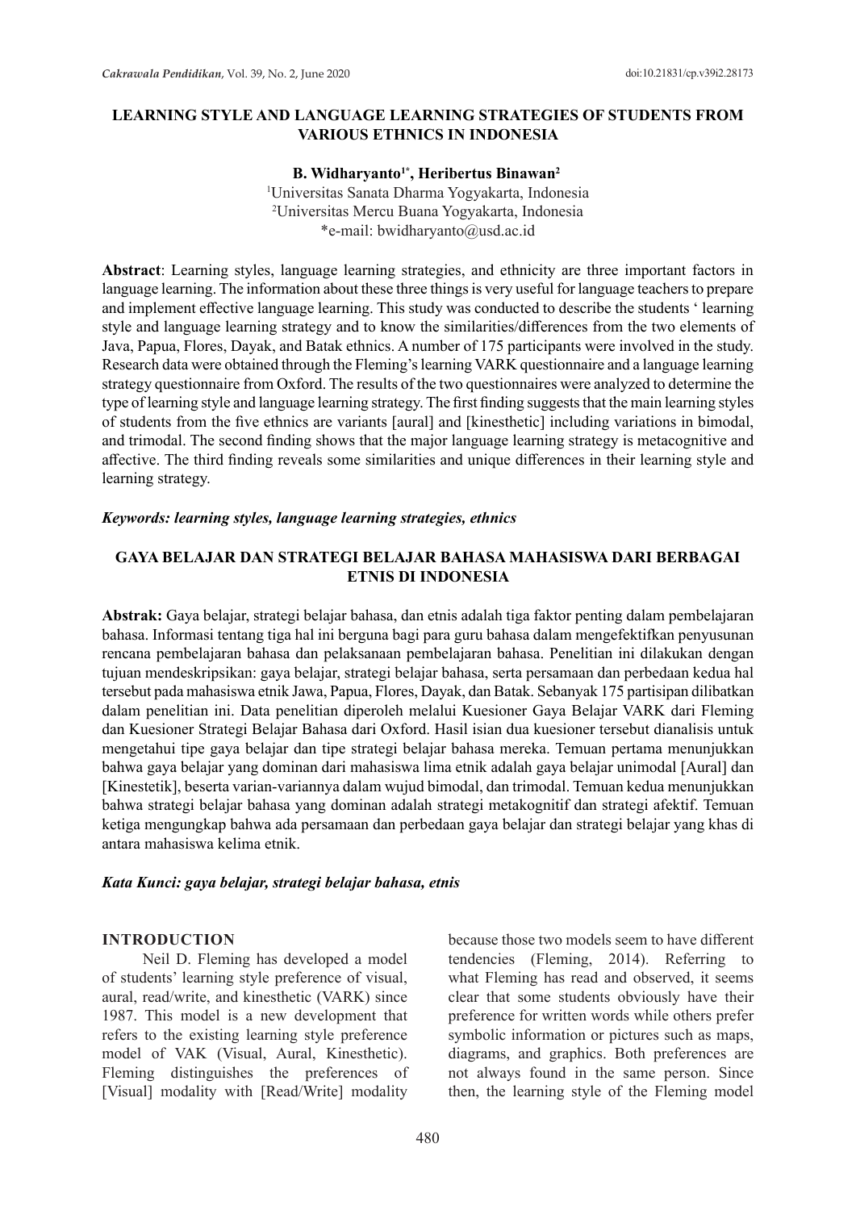# LEARNING STYLE AND LANGUAGE LEARNING STRATEGIES OF STUDENTS FROM VARIOUS ETHNICS IN INDONESIA

**B. Widharyanto[1*], Heribertus Binawan[2]**

[1]Universitas Sanata Dharma Yogyakarta, Indonesia
[2]Universitas Mercu Buana Yogyakarta, Indonesia
*e-mail: bwidharyanto@usd.ac.id

**Abstract**: Learning styles, language learning strategies, and ethnicity are three important factors in language learning. The information about these three things is very useful for language teachers to prepare and implement effective language learning. This study was conducted to describe the students ' learning style and language learning strategy and to know the similarities/differences from the two elements of Java, Papua, Flores, Dayak, and Batak ethnics. A number of 175 participants were involved in the study. Research data were obtained through the Fleming's learning VARK questionnaire and a language learning strategy questionnaire from Oxford. The results of the two questionnaires were analyzed to determine the type of learning style and language learning strategy. The first finding suggests that the main learning styles of students from the five ethnics are variants [aural] and [kinesthetic] including variations in bimodal, and trimodal. The second finding shows that the major language learning strategy is metacognitive and affective. The third finding reveals some similarities and unique differences in their learning style and learning strategy.

***Keywords: learning styles, language learning strategies, ethnics***

# GAYA BELAJAR DAN STRATEGI BELAJAR BAHASA MAHASISWA DARI BERBAGAI ETNIS DI INDONESIA

**Abstrak:** Gaya belajar, strategi belajar bahasa, dan etnis adalah tiga faktor penting dalam pembelajaran bahasa. Informasi tentang tiga hal ini berguna bagi para guru bahasa dalam mengefektifkan penyusunan rencana pembelajaran bahasa dan pelaksanaan pembelajaran bahasa. Penelitian ini dilakukan dengan tujuan mendeskripsikan: gaya belajar, strategi belajar bahasa, serta persamaan dan perbedaan kedua hal tersebut pada mahasiswa etnik Jawa, Papua, Flores, Dayak, dan Batak. Sebanyak 175 partisipan dilibatkan dalam penelitian ini. Data penelitian diperoleh melalui Kuesioner Gaya Belajar VARK dari Fleming dan Kuesioner Strategi Belajar Bahasa dari Oxford. Hasil isian dua kuesioner tersebut dianalisis untuk mengetahui tipe gaya belajar dan tipe strategi belajar bahasa mereka. Temuan pertama menunjukkan bahwa gaya belajar yang dominan dari mahasiswa lima etnik adalah gaya belajar unimodal [Aural] dan [Kinestetik], beserta varian-variannya dalam wujud bimodal, dan trimodal. Temuan kedua menunjukkan bahwa strategi belajar bahasa yang dominan adalah strategi metakognitif dan strategi afektif. Temuan ketiga mengungkap bahwa ada persamaan dan perbedaan gaya belajar dan strategi belajar yang khas di antara mahasiswa kelima etnik.

***Kata Kunci: gaya belajar, strategi belajar bahasa, etnis***

## INTRODUCTION

Neil D. Fleming has developed a model of students' learning style preference of visual, aural, read/write, and kinesthetic (VARK) since 1987. This model is a new development that refers to the existing learning style preference model of VAK (Visual, Aural, Kinesthetic). Fleming distinguishes the preferences of [Visual] modality with [Read/Write] modality because those two models seem to have different tendencies (Fleming, 2014). Referring to what Fleming has read and observed, it seems clear that some students obviously have their preference for written words while others prefer symbolic information or pictures such as maps, diagrams, and graphics. Both preferences are not always found in the same person. Since then, the learning style of the Fleming model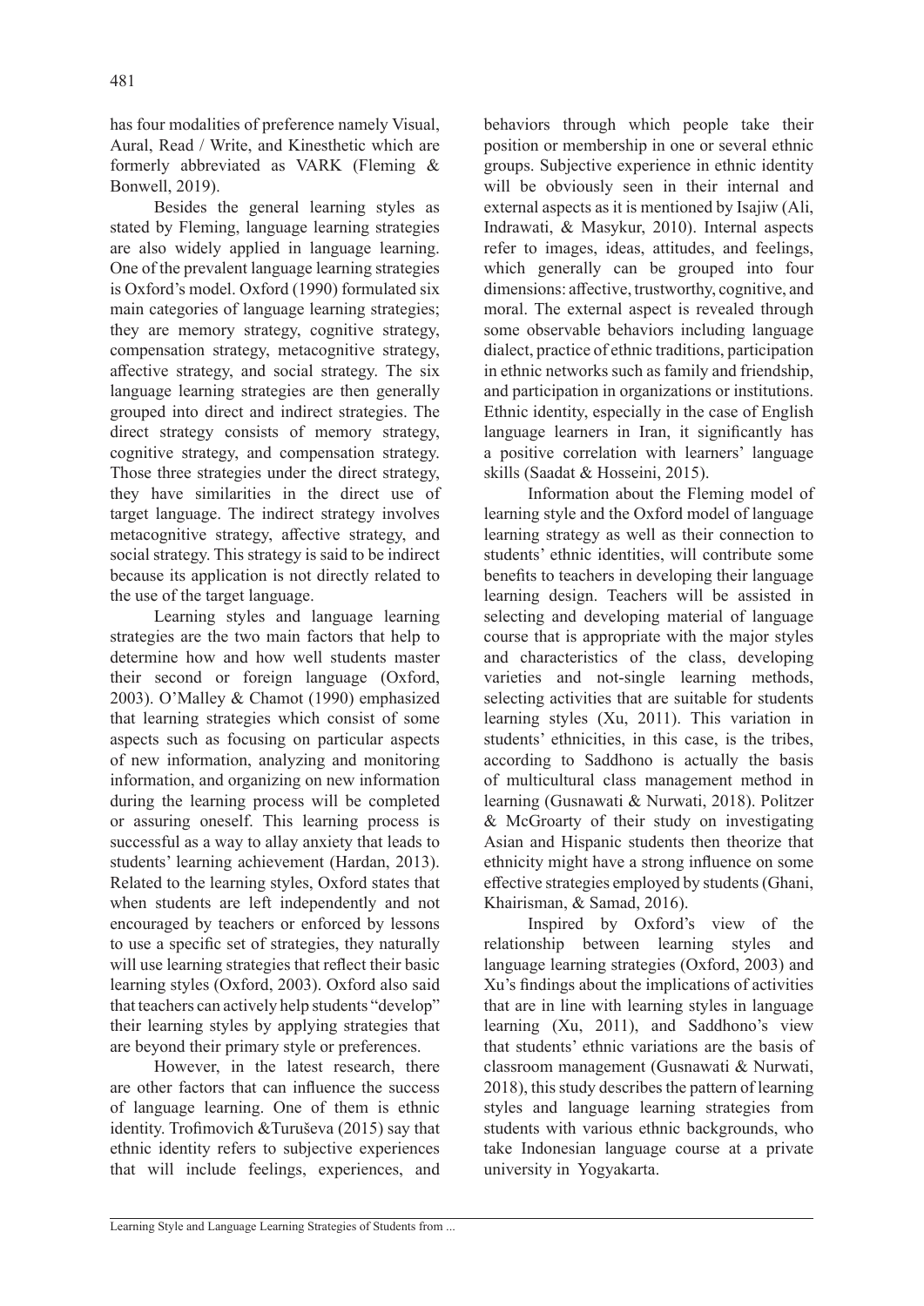has four modalities of preference namely Visual, Aural, Read / Write, and Kinesthetic which are formerly abbreviated as VARK (Fleming & Bonwell, 2019).

Besides the general learning styles as stated by Fleming, language learning strategies are also widely applied in language learning. One of the prevalent language learning strategies is Oxford's model. Oxford (1990) formulated six main categories of language learning strategies; they are memory strategy, cognitive strategy, compensation strategy, metacognitive strategy, affective strategy, and social strategy. The six language learning strategies are then generally grouped into direct and indirect strategies. The direct strategy consists of memory strategy, cognitive strategy, and compensation strategy. Those three strategies under the direct strategy, they have similarities in the direct use of target language. The indirect strategy involves metacognitive strategy, affective strategy, and social strategy. This strategy is said to be indirect because its application is not directly related to the use of the target language.

Learning styles and language learning strategies are the two main factors that help to determine how and how well students master their second or foreign language (Oxford, 2003). O'Malley & Chamot (1990) emphasized that learning strategies which consist of some aspects such as focusing on particular aspects of new information, analyzing and monitoring information, and organizing on new information during the learning process will be completed or assuring oneself. This learning process is successful as a way to allay anxiety that leads to students' learning achievement (Hardan, 2013). Related to the learning styles, Oxford states that when students are left independently and not encouraged by teachers or enforced by lessons to use a specific set of strategies, they naturally will use learning strategies that reflect their basic learning styles (Oxford, 2003). Oxford also said that teachers can actively help students "develop" their learning styles by applying strategies that are beyond their primary style or preferences.

However, in the latest research, there are other factors that can influence the success of language learning. One of them is ethnic identity. Trofimovich &Turuševa (2015) say that ethnic identity refers to subjective experiences that will include feelings, experiences, and behaviors through which people take their position or membership in one or several ethnic groups. Subjective experience in ethnic identity will be obviously seen in their internal and external aspects as it is mentioned by Isajiw (Ali, Indrawati, & Masykur, 2010). Internal aspects refer to images, ideas, attitudes, and feelings, which generally can be grouped into four dimensions: affective, trustworthy, cognitive, and moral. The external aspect is revealed through some observable behaviors including language dialect, practice of ethnic traditions, participation in ethnic networks such as family and friendship, and participation in organizations or institutions. Ethnic identity, especially in the case of English language learners in Iran, it significantly has a positive correlation with learners' language skills (Saadat & Hosseini, 2015).

Information about the Fleming model of learning style and the Oxford model of language learning strategy as well as their connection to students' ethnic identities, will contribute some benefits to teachers in developing their language learning design. Teachers will be assisted in selecting and developing material of language course that is appropriate with the major styles and characteristics of the class, developing varieties and not-single learning methods, selecting activities that are suitable for students learning styles (Xu, 2011). This variation in students' ethnicities, in this case, is the tribes, according to Saddhono is actually the basis of multicultural class management method in learning (Gusnawati & Nurwati, 2018). Politzer & McGroarty of their study on investigating Asian and Hispanic students then theorize that ethnicity might have a strong influence on some effective strategies employed by students (Ghani, Khairisman, & Samad, 2016).

Inspired by Oxford's view of the relationship between learning styles and language learning strategies (Oxford, 2003) and Xu's findings about the implications of activities that are in line with learning styles in language learning (Xu, 2011), and Saddhono's view that students' ethnic variations are the basis of classroom management (Gusnawati & Nurwati, 2018), this study describes the pattern of learning styles and language learning strategies from students with various ethnic backgrounds, who take Indonesian language course at a private university in Yogyakarta.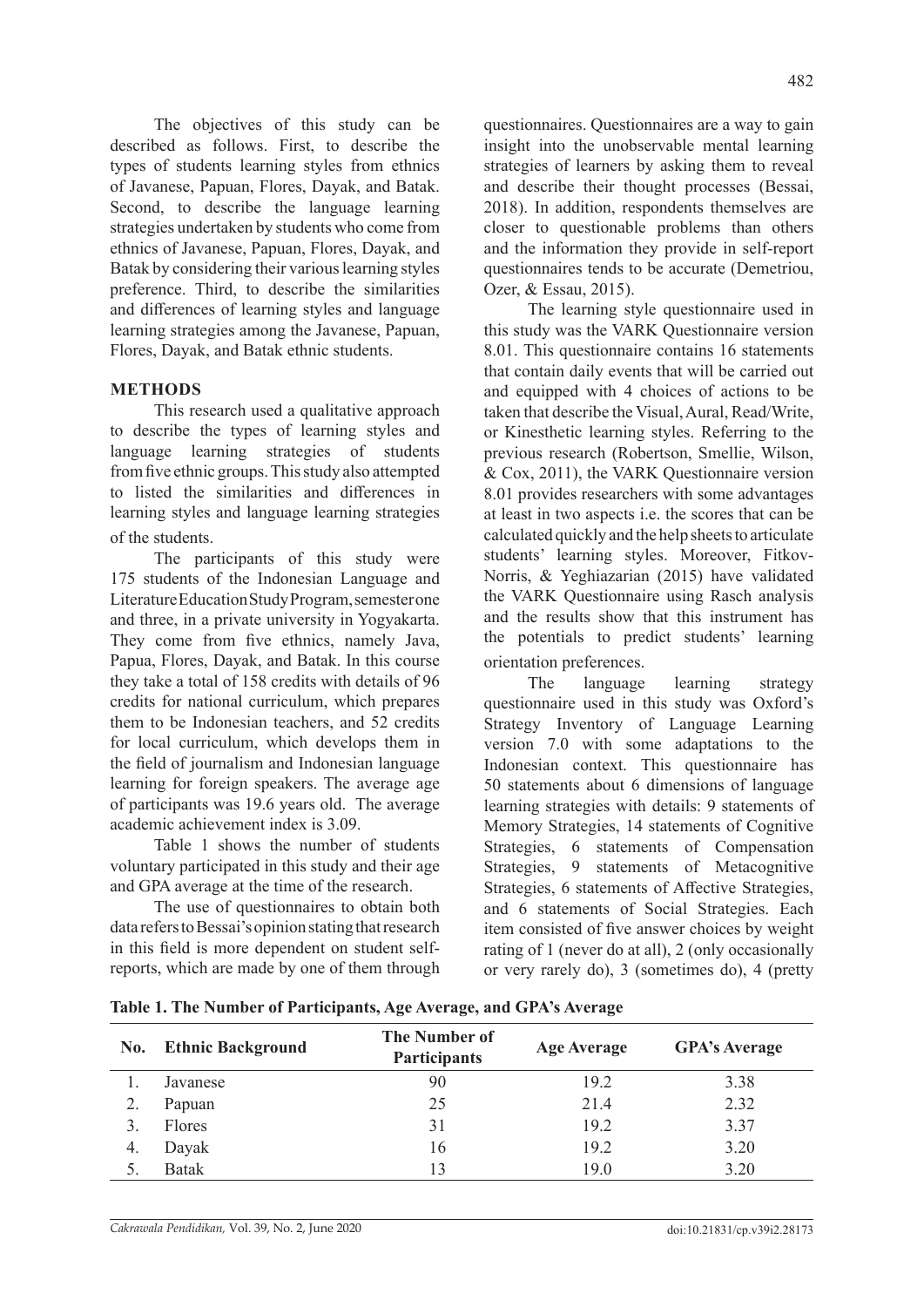The objectives of this study can be described as follows. First, to describe the types of students learning styles from ethnics of Javanese, Papuan, Flores, Dayak, and Batak. Second, to describe the language learning strategies undertaken by students who come from ethnics of Javanese, Papuan, Flores, Dayak, and Batak by considering their various learning styles preference. Third, to describe the similarities and differences of learning styles and language learning strategies among the Javanese, Papuan, Flores, Dayak, and Batak ethnic students.

## METHODS

This research used a qualitative approach to describe the types of learning styles and language learning strategies of students from five ethnic groups. This study also attempted to listed the similarities and differences in learning styles and language learning strategies of the students.

The participants of this study were 175 students of the Indonesian Language and Literature Education Study Program, semester one and three, in a private university in Yogyakarta. They come from five ethnics, namely Java, Papua, Flores, Dayak, and Batak. In this course they take a total of 158 credits with details of 96 credits for national curriculum, which prepares them to be Indonesian teachers, and 52 credits for local curriculum, which develops them in the field of journalism and Indonesian language learning for foreign speakers. The average age of participants was 19.6 years old. The average academic achievement index is 3.09.

Table 1 shows the number of students voluntary participated in this study and their age and GPA average at the time of the research.

The use of questionnaires to obtain both data refers to Bessai's opinion stating that research in this field is more dependent on student self-reports, which are made by one of them through questionnaires. Questionnaires are a way to gain insight into the unobservable mental learning strategies of learners by asking them to reveal and describe their thought processes (Bessai, 2018). In addition, respondents themselves are closer to questionable problems than others and the information they provide in self-report questionnaires tends to be accurate (Demetriou, Ozer, & Essau, 2015).

The learning style questionnaire used in this study was the VARK Questionnaire version 8.01. This questionnaire contains 16 statements that contain daily events that will be carried out and equipped with 4 choices of actions to be taken that describe the Visual, Aural, Read/Write, or Kinesthetic learning styles. Referring to the previous research (Robertson, Smellie, Wilson, & Cox, 2011), the VARK Questionnaire version 8.01 provides researchers with some advantages at least in two aspects i.e. the scores that can be calculated quickly and the help sheets to articulate students' learning styles. Moreover, Fitkov-Norris, & Yeghiazarian (2015) have validated the VARK Questionnaire using Rasch analysis and the results show that this instrument has the potentials to predict students' learning orientation preferences.

The language learning strategy questionnaire used in this study was Oxford's Strategy Inventory of Language Learning version 7.0 with some adaptations to the Indonesian context. This questionnaire has 50 statements about 6 dimensions of language learning strategies with details: 9 statements of Memory Strategies, 14 statements of Cognitive Strategies, 6 statements of Compensation Strategies, 9 statements of Metacognitive Strategies, 6 statements of Affective Strategies, and 6 statements of Social Strategies. Each item consisted of five answer choices by weight rating of 1 (never do at all), 2 (only occasionally or very rarely do), 3 (sometimes do), 4 (pretty

**Table 1. The Number of Participants, Age Average, and GPA's Average**

| No. | Ethnic Background | The Number of Participants | Age Average | GPA's Average |
|---|---|---|---|---|
| 1. | Javanese | 90 | 19.2 | 3.38 |
| 2. | Papuan | 25 | 21.4 | 2.32 |
| 3. | Flores | 31 | 19.2 | 3.37 |
| 4. | Dayak | 16 | 19.2 | 3.20 |
| 5. | Batak | 13 | 19.0 | 3.20 |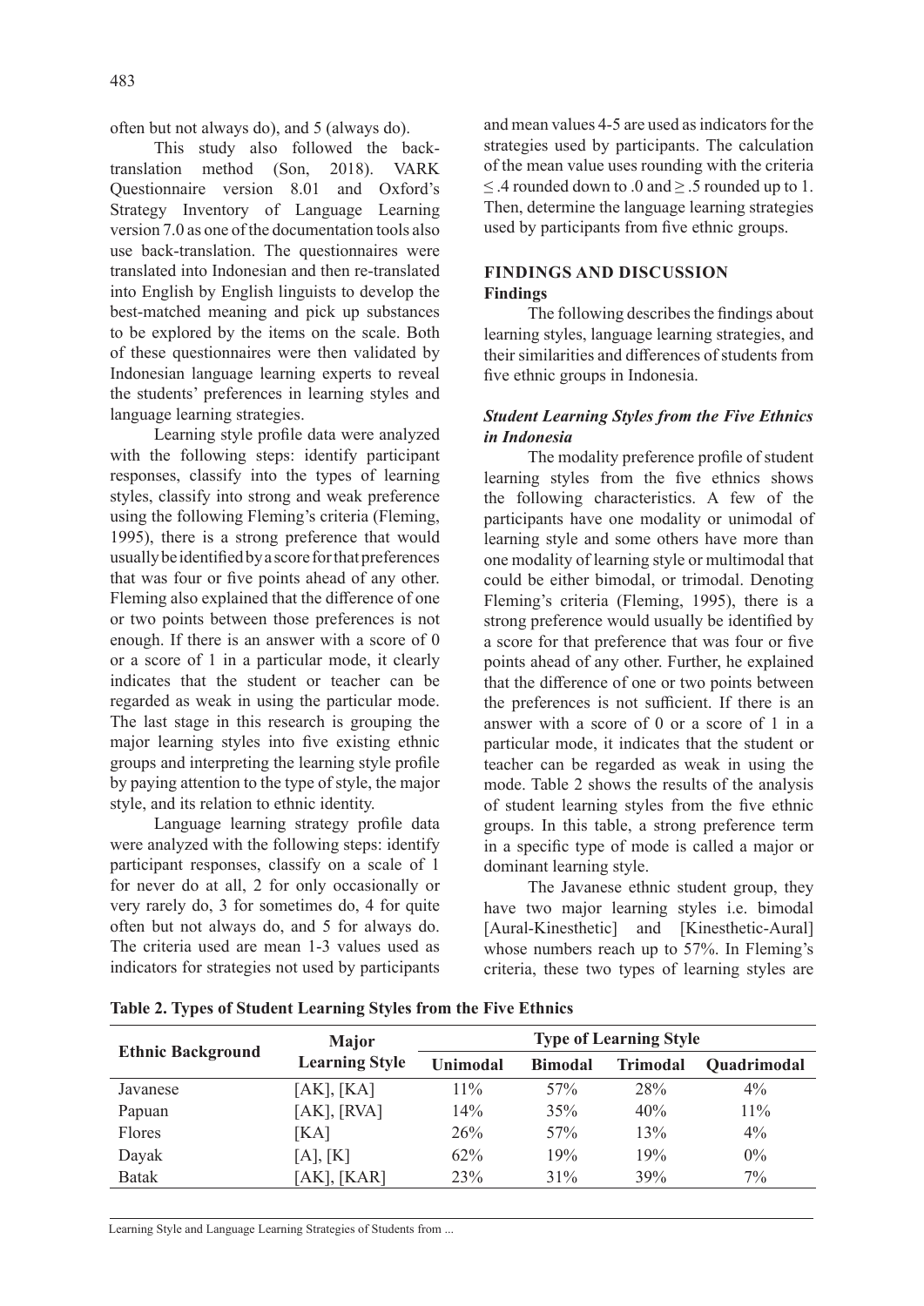often but not always do), and 5 (always do).

This study also followed the back-translation method (Son, 2018). VARK Questionnaire version 8.01 and Oxford's Strategy Inventory of Language Learning version 7.0 as one of the documentation tools also use back-translation. The questionnaires were translated into Indonesian and then re-translated into English by English linguists to develop the best-matched meaning and pick up substances to be explored by the items on the scale. Both of these questionnaires were then validated by Indonesian language learning experts to reveal the students' preferences in learning styles and language learning strategies.

Learning style profile data were analyzed with the following steps: identify participant responses, classify into the types of learning styles, classify into strong and weak preference using the following Fleming's criteria (Fleming, 1995), there is a strong preference that would usually be identified by a score for that preferences that was four or five points ahead of any other. Fleming also explained that the difference of one or two points between those preferences is not enough. If there is an answer with a score of 0 or a score of 1 in a particular mode, it clearly indicates that the student or teacher can be regarded as weak in using the particular mode. The last stage in this research is grouping the major learning styles into five existing ethnic groups and interpreting the learning style profile by paying attention to the type of style, the major style, and its relation to ethnic identity.

Language learning strategy profile data were analyzed with the following steps: identify participant responses, classify on a scale of 1 for never do at all, 2 for only occasionally or very rarely do, 3 for sometimes do, 4 for quite often but not always do, and 5 for always do. The criteria used are mean 1-3 values used as indicators for strategies not used by participants and mean values 4-5 are used as indicators for the strategies used by participants. The calculation of the mean value uses rounding with the criteria ≤ .4 rounded down to .0 and ≥ .5 rounded up to 1. Then, determine the language learning strategies used by participants from five ethnic groups.

## FINDINGS AND DISCUSSION

### Findings

The following describes the findings about learning styles, language learning strategies, and their similarities and differences of students from five ethnic groups in Indonesia.

#### *Student Learning Styles from the Five Ethnics in Indonesia*

The modality preference profile of student learning styles from the five ethnics shows the following characteristics. A few of the participants have one modality or unimodal of learning style and some others have more than one modality of learning style or multimodal that could be either bimodal, or trimodal. Denoting Fleming's criteria (Fleming, 1995), there is a strong preference would usually be identified by a score for that preference that was four or five points ahead of any other. Further, he explained that the difference of one or two points between the preferences is not sufficient. If there is an answer with a score of 0 or a score of 1 in a particular mode, it indicates that the student or teacher can be regarded as weak in using the mode. Table 2 shows the results of the analysis of student learning styles from the five ethnic groups. In this table, a strong preference term in a specific type of mode is called a major or dominant learning style.

The Javanese ethnic student group, they have two major learning styles i.e. bimodal [Aural-Kinesthetic] and [Kinesthetic-Aural] whose numbers reach up to 57%. In Fleming's criteria, these two types of learning styles are

**Table 2. Types of Student Learning Styles from the Five Ethnics**

| Ethnic Background | Major Learning Style | Type of Learning Style | | | |
|---|---|---|---|---|---|
| | | Unimodal | Bimodal | Trimodal | Quadrimodal |
| Javanese | [AK], [KA] | 11% | 57% | 28% | 4% |
| Papuan | [AK], [RVA] | 14% | 35% | 40% | 11% |
| Flores | [KA] | 26% | 57% | 13% | 4% |
| Dayak | [A], [K] | 62% | 19% | 19% | 0% |
| Batak | [AK], [KAR] | 23% | 31% | 39% | 7% |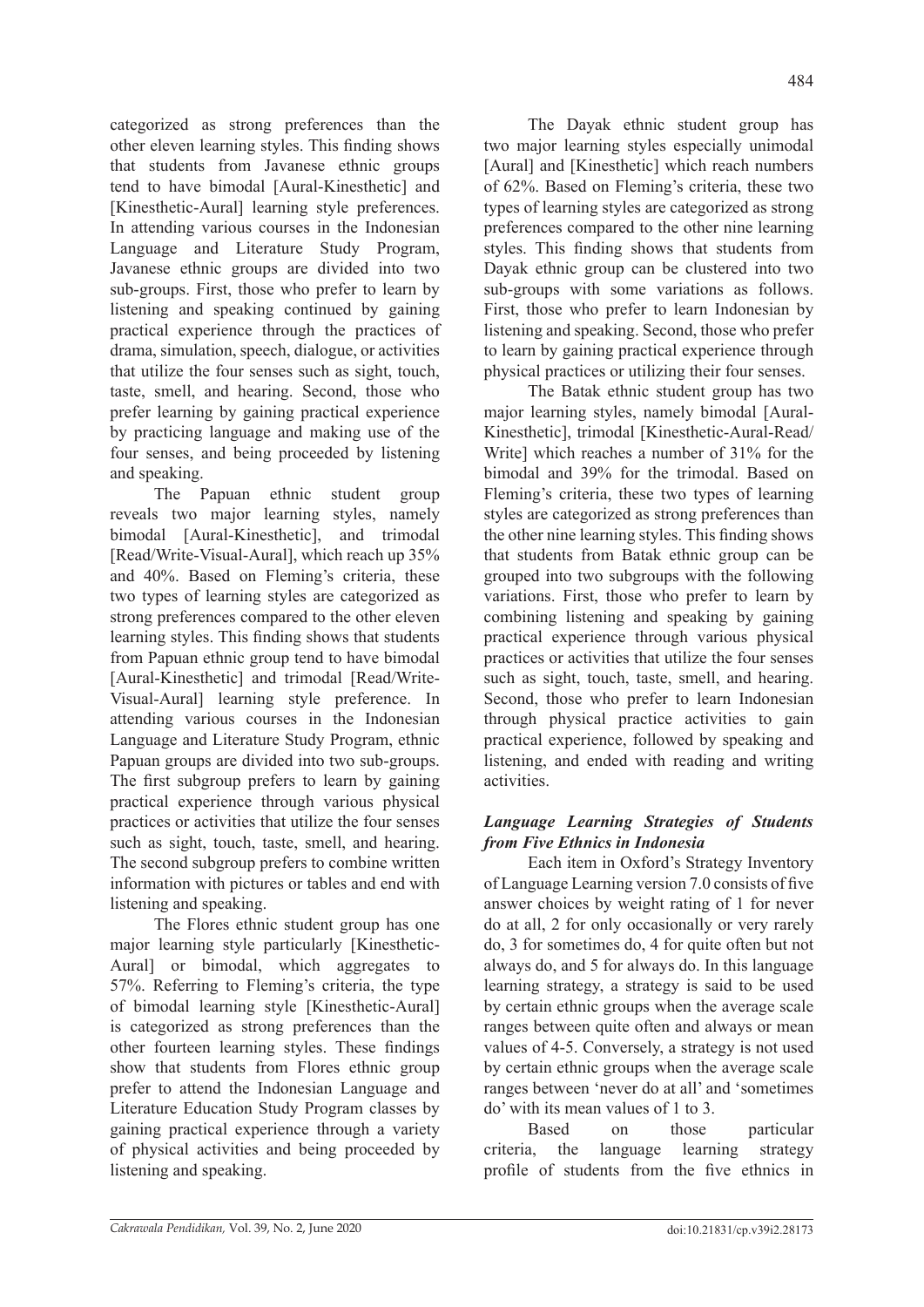categorized as strong preferences than the other eleven learning styles. This finding shows that students from Javanese ethnic groups tend to have bimodal [Aural-Kinesthetic] and [Kinesthetic-Aural] learning style preferences. In attending various courses in the Indonesian Language and Literature Study Program, Javanese ethnic groups are divided into two sub-groups. First, those who prefer to learn by listening and speaking continued by gaining practical experience through the practices of drama, simulation, speech, dialogue, or activities that utilize the four senses such as sight, touch, taste, smell, and hearing. Second, those who prefer learning by gaining practical experience by practicing language and making use of the four senses, and being proceeded by listening and speaking.

The Papuan ethnic student group reveals two major learning styles, namely bimodal [Aural-Kinesthetic], and trimodal [Read/Write-Visual-Aural], which reach up 35% and 40%. Based on Fleming's criteria, these two types of learning styles are categorized as strong preferences compared to the other eleven learning styles. This finding shows that students from Papuan ethnic group tend to have bimodal [Aural-Kinesthetic] and trimodal [Read/Write-Visual-Aural] learning style preference. In attending various courses in the Indonesian Language and Literature Study Program, ethnic Papuan groups are divided into two sub-groups. The first subgroup prefers to learn by gaining practical experience through various physical practices or activities that utilize the four senses such as sight, touch, taste, smell, and hearing. The second subgroup prefers to combine written information with pictures or tables and end with listening and speaking.

The Flores ethnic student group has one major learning style particularly [Kinesthetic-Aural] or bimodal, which aggregates to 57%. Referring to Fleming's criteria, the type of bimodal learning style [Kinesthetic-Aural] is categorized as strong preferences than the other fourteen learning styles. These findings show that students from Flores ethnic group prefer to attend the Indonesian Language and Literature Education Study Program classes by gaining practical experience through a variety of physical activities and being proceeded by listening and speaking.

The Dayak ethnic student group has two major learning styles especially unimodal [Aural] and [Kinesthetic] which reach numbers of 62%. Based on Fleming's criteria, these two types of learning styles are categorized as strong preferences compared to the other nine learning styles. This finding shows that students from Dayak ethnic group can be clustered into two sub-groups with some variations as follows. First, those who prefer to learn Indonesian by listening and speaking. Second, those who prefer to learn by gaining practical experience through physical practices or utilizing their four senses.

The Batak ethnic student group has two major learning styles, namely bimodal [Aural-Kinesthetic], trimodal [Kinesthetic-Aural-Read/Write] which reaches a number of 31% for the bimodal and 39% for the trimodal. Based on Fleming's criteria, these two types of learning styles are categorized as strong preferences than the other nine learning styles. This finding shows that students from Batak ethnic group can be grouped into two subgroups with the following variations. First, those who prefer to learn by combining listening and speaking by gaining practical experience through various physical practices or activities that utilize the four senses such as sight, touch, taste, smell, and hearing. Second, those who prefer to learn Indonesian through physical practice activities to gain practical experience, followed by speaking and listening, and ended with reading and writing activities.

### *Language Learning Strategies of Students from Five Ethnics in Indonesia*

Each item in Oxford's Strategy Inventory of Language Learning version 7.0 consists of five answer choices by weight rating of 1 for never do at all, 2 for only occasionally or very rarely do, 3 for sometimes do, 4 for quite often but not always do, and 5 for always do. In this language learning strategy, a strategy is said to be used by certain ethnic groups when the average scale ranges between quite often and always or mean values of 4-5. Conversely, a strategy is not used by certain ethnic groups when the average scale ranges between 'never do at all' and 'sometimes do' with its mean values of 1 to 3.

Based on those particular criteria, the language learning strategy profile of students from the five ethnics in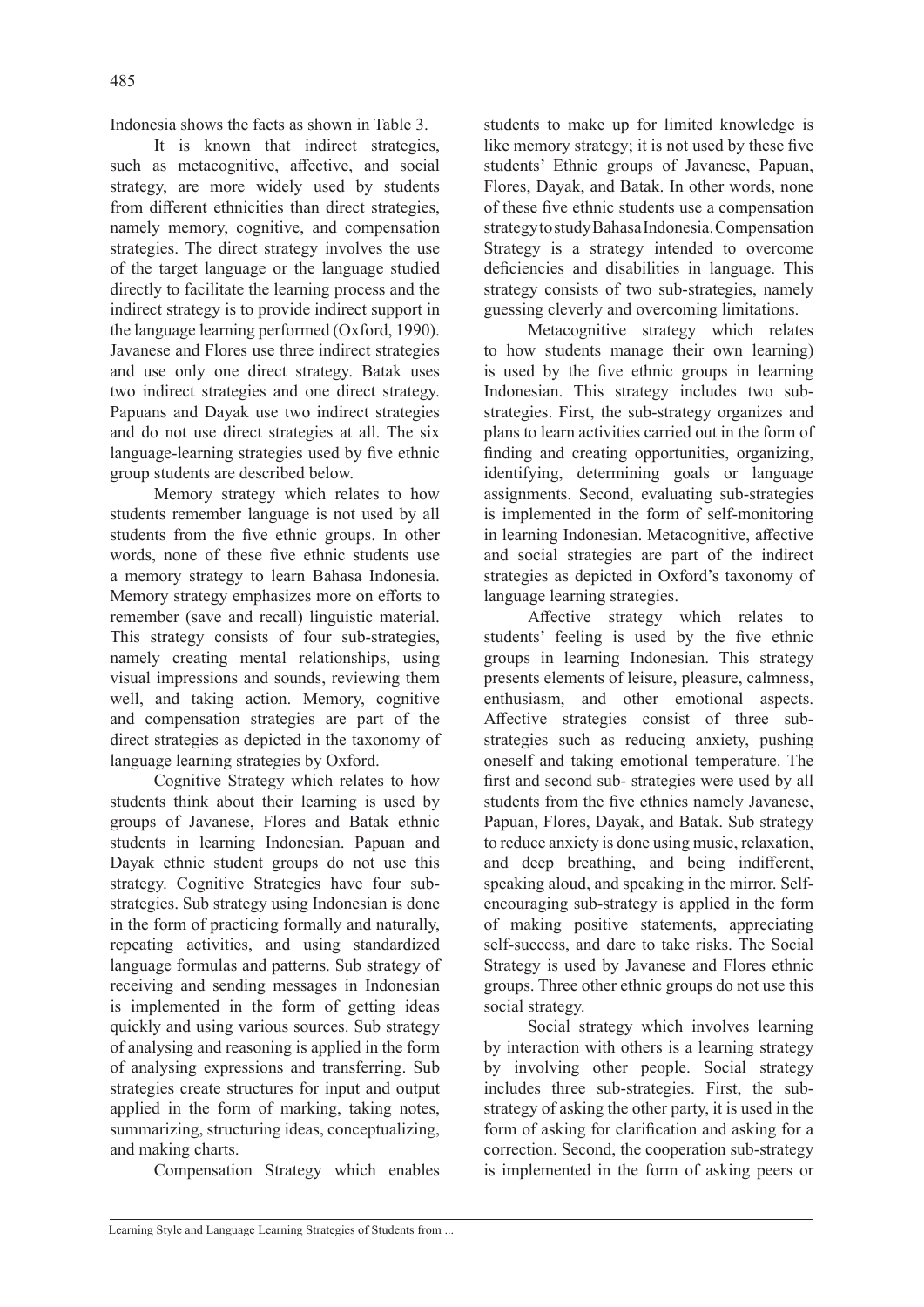Indonesia shows the facts as shown in Table 3.

It is known that indirect strategies, such as metacognitive, affective, and social strategy, are more widely used by students from different ethnicities than direct strategies, namely memory, cognitive, and compensation strategies. The direct strategy involves the use of the target language or the language studied directly to facilitate the learning process and the indirect strategy is to provide indirect support in the language learning performed (Oxford, 1990). Javanese and Flores use three indirect strategies and use only one direct strategy. Batak uses two indirect strategies and one direct strategy. Papuans and Dayak use two indirect strategies and do not use direct strategies at all. The six language-learning strategies used by five ethnic group students are described below.

Memory strategy which relates to how students remember language is not used by all students from the five ethnic groups. In other words, none of these five ethnic students use a memory strategy to learn Bahasa Indonesia. Memory strategy emphasizes more on efforts to remember (save and recall) linguistic material. This strategy consists of four sub-strategies, namely creating mental relationships, using visual impressions and sounds, reviewing them well, and taking action. Memory, cognitive and compensation strategies are part of the direct strategies as depicted in the taxonomy of language learning strategies by Oxford.

Cognitive Strategy which relates to how students think about their learning is used by groups of Javanese, Flores and Batak ethnic students in learning Indonesian. Papuan and Dayak ethnic student groups do not use this strategy. Cognitive Strategies have four sub-strategies. Sub strategy using Indonesian is done in the form of practicing formally and naturally, repeating activities, and using standardized language formulas and patterns. Sub strategy of receiving and sending messages in Indonesian is implemented in the form of getting ideas quickly and using various sources. Sub strategy of analysing and reasoning is applied in the form of analysing expressions and transferring. Sub strategies create structures for input and output applied in the form of marking, taking notes, summarizing, structuring ideas, conceptualizing, and making charts.

Compensation Strategy which enables students to make up for limited knowledge is like memory strategy; it is not used by these five students' Ethnic groups of Javanese, Papuan, Flores, Dayak, and Batak. In other words, none of these five ethnic students use a compensation strategy to study Bahasa Indonesia. Compensation Strategy is a strategy intended to overcome deficiencies and disabilities in language. This strategy consists of two sub-strategies, namely guessing cleverly and overcoming limitations.

Metacognitive strategy which relates to how students manage their own learning) is used by the five ethnic groups in learning Indonesian. This strategy includes two sub-strategies. First, the sub-strategy organizes and plans to learn activities carried out in the form of finding and creating opportunities, organizing, identifying, determining goals or language assignments. Second, evaluating sub-strategies is implemented in the form of self-monitoring in learning Indonesian. Metacognitive, affective and social strategies are part of the indirect strategies as depicted in Oxford's taxonomy of language learning strategies.

Affective strategy which relates to students' feeling is used by the five ethnic groups in learning Indonesian. This strategy presents elements of leisure, pleasure, calmness, enthusiasm, and other emotional aspects. Affective strategies consist of three sub-strategies such as reducing anxiety, pushing oneself and taking emotional temperature. The first and second sub- strategies were used by all students from the five ethnics namely Javanese, Papuan, Flores, Dayak, and Batak. Sub strategy to reduce anxiety is done using music, relaxation, and deep breathing, and being indifferent, speaking aloud, and speaking in the mirror. Self-encouraging sub-strategy is applied in the form of making positive statements, appreciating self-success, and dare to take risks. The Social Strategy is used by Javanese and Flores ethnic groups. Three other ethnic groups do not use this social strategy.

Social strategy which involves learning by interaction with others is a learning strategy by involving other people. Social strategy includes three sub-strategies. First, the sub-strategy of asking the other party, it is used in the form of asking for clarification and asking for a correction. Second, the cooperation sub-strategy is implemented in the form of asking peers or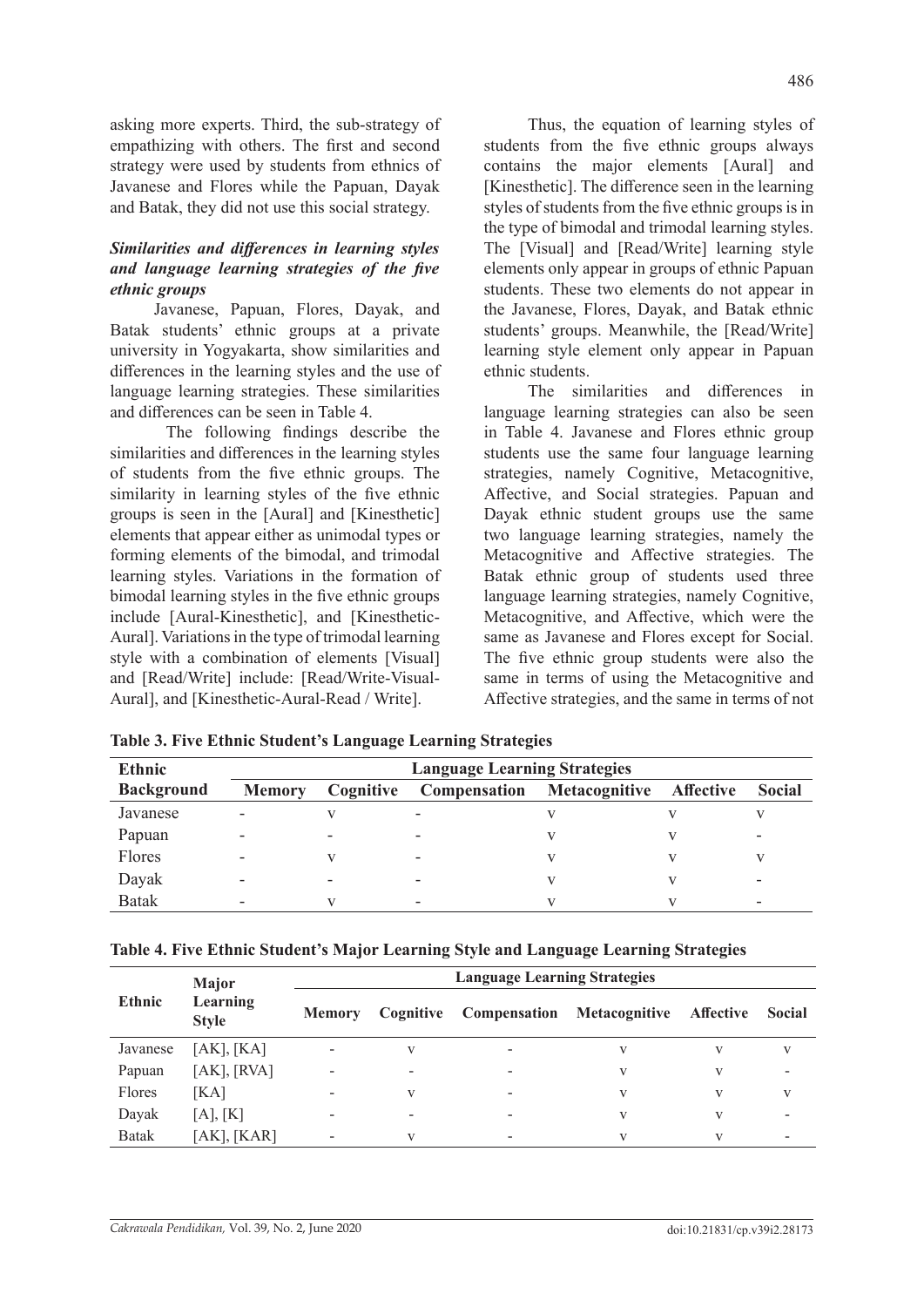asking more experts. Third, the sub-strategy of empathizing with others. The first and second strategy were used by students from ethnics of Javanese and Flores while the Papuan, Dayak and Batak, they did not use this social strategy.

### *Similarities and differences in learning styles and language learning strategies of the five ethnic groups*

Javanese, Papuan, Flores, Dayak, and Batak students' ethnic groups at a private university in Yogyakarta, show similarities and differences in the learning styles and the use of language learning strategies. These similarities and differences can be seen in Table 4.

The following findings describe the similarities and differences in the learning styles of students from the five ethnic groups. The similarity in learning styles of the five ethnic groups is seen in the [Aural] and [Kinesthetic] elements that appear either as unimodal types or forming elements of the bimodal, and trimodal learning styles. Variations in the formation of bimodal learning styles in the five ethnic groups include [Aural-Kinesthetic], and [Kinesthetic-Aural]. Variations in the type of trimodal learning style with a combination of elements [Visual] and [Read/Write] include: [Read/Write-Visual-Aural], and [Kinesthetic-Aural-Read / Write].

Thus, the equation of learning styles of students from the five ethnic groups always contains the major elements [Aural] and [Kinesthetic]. The difference seen in the learning styles of students from the five ethnic groups is in the type of bimodal and trimodal learning styles. The [Visual] and [Read/Write] learning style elements only appear in groups of ethnic Papuan students. These two elements do not appear in the Javanese, Flores, Dayak, and Batak ethnic students' groups. Meanwhile, the [Read/Write] learning style element only appear in Papuan ethnic students.

The similarities and differences in language learning strategies can also be seen in Table 4. Javanese and Flores ethnic group students use the same four language learning strategies, namely Cognitive, Metacognitive, Affective, and Social strategies. Papuan and Dayak ethnic student groups use the same two language learning strategies, namely the Metacognitive and Affective strategies. The Batak ethnic group of students used three language learning strategies, namely Cognitive, Metacognitive, and Affective, which were the same as Javanese and Flores except for Social. The five ethnic group students were also the same in terms of using the Metacognitive and Affective strategies, and the same in terms of not

**Table 3. Five Ethnic Student's Language Learning Strategies**

| Ethnic Background | Memory | Cognitive | Compensation | Metacognitive | Affective | Social |
|---|---|---|---|---|---|---|
| Javanese | - | v | - | v | v | v |
| Papuan | - | - | - | v | v | - |
| Flores | - | v | - | v | v | v |
| Dayak | - | - | - | v | v | - |
| Batak | - | v | - | v | v | - |

**Table 4. Five Ethnic Student's Major Learning Style and Language Learning Strategies**

| Ethnic | Major Learning Style | Language Learning Strategies | | | | | |
|---|---|---|---|---|---|---|---|
| | | Memory | Cognitive | Compensation | Metacognitive | Affective | Social |
| Javanese | [AK], [KA] | - | v | - | v | v | v |
| Papuan | [AK], [RVA] | - | - | - | v | v | - |
| Flores | [KA] | - | v | - | v | v | v |
| Dayak | [A], [K] | - | - | - | v | v | - |
| Batak | [AK], [KAR] | - | v | - | v | v | - |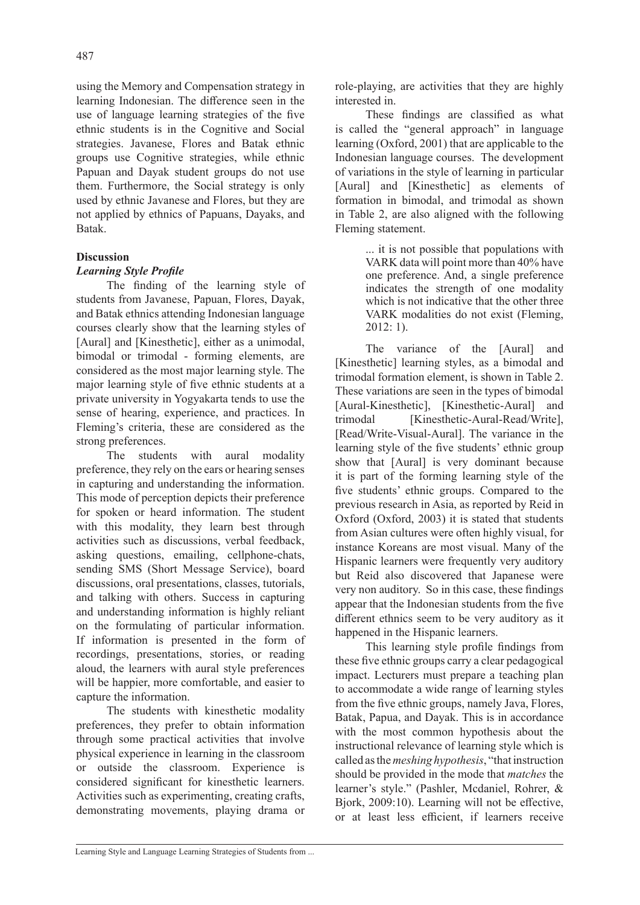using the Memory and Compensation strategy in learning Indonesian. The difference seen in the use of language learning strategies of the five ethnic students is in the Cognitive and Social strategies. Javanese, Flores and Batak ethnic groups use Cognitive strategies, while ethnic Papuan and Dayak student groups do not use them. Furthermore, the Social strategy is only used by ethnic Javanese and Flores, but they are not applied by ethnics of Papuans, Dayaks, and Batak.

## Discussion

### *Learning Style Profile*

The finding of the learning style of students from Javanese, Papuan, Flores, Dayak, and Batak ethnics attending Indonesian language courses clearly show that the learning styles of [Aural] and [Kinesthetic], either as a unimodal, bimodal or trimodal - forming elements, are considered as the most major learning style. The major learning style of five ethnic students at a private university in Yogyakarta tends to use the sense of hearing, experience, and practices. In Fleming's criteria, these are considered as the strong preferences.

The students with aural modality preference, they rely on the ears or hearing senses in capturing and understanding the information. This mode of perception depicts their preference for spoken or heard information. The student with this modality, they learn best through activities such as discussions, verbal feedback, asking questions, emailing, cellphone-chats, sending SMS (Short Message Service), board discussions, oral presentations, classes, tutorials, and talking with others. Success in capturing and understanding information is highly reliant on the formulating of particular information. If information is presented in the form of recordings, presentations, stories, or reading aloud, the learners with aural style preferences will be happier, more comfortable, and easier to capture the information.

The students with kinesthetic modality preferences, they prefer to obtain information through some practical activities that involve physical experience in learning in the classroom or outside the classroom. Experience is considered significant for kinesthetic learners. Activities such as experimenting, creating crafts, demonstrating movements, playing drama or role-playing, are activities that they are highly interested in.

These findings are classified as what is called the "general approach" in language learning (Oxford, 2001) that are applicable to the Indonesian language courses. The development of variations in the style of learning in particular [Aural] and [Kinesthetic] as elements of formation in bimodal, and trimodal as shown in Table 2, are also aligned with the following Fleming statement.

> ... it is not possible that populations with VARK data will point more than 40% have one preference. And, a single preference indicates the strength of one modality which is not indicative that the other three VARK modalities do not exist (Fleming, 2012: 1).

The variance of the [Aural] and [Kinesthetic] learning styles, as a bimodal and trimodal formation element, is shown in Table 2. These variations are seen in the types of bimodal [Aural-Kinesthetic], [Kinesthetic-Aural] and trimodal [Kinesthetic-Aural-Read/Write], [Read/Write-Visual-Aural]. The variance in the learning style of the five students' ethnic group show that [Aural] is very dominant because it is part of the forming learning style of the five students' ethnic groups. Compared to the previous research in Asia, as reported by Reid in Oxford (Oxford, 2003) it is stated that students from Asian cultures were often highly visual, for instance Koreans are most visual. Many of the Hispanic learners were frequently very auditory but Reid also discovered that Japanese were very non auditory. So in this case, these findings appear that the Indonesian students from the five different ethnics seem to be very auditory as it happened in the Hispanic learners.

This learning style profile findings from these five ethnic groups carry a clear pedagogical impact. Lecturers must prepare a teaching plan to accommodate a wide range of learning styles from the five ethnic groups, namely Java, Flores, Batak, Papua, and Dayak. This is in accordance with the most common hypothesis about the instructional relevance of learning style which is called as the *meshing hypothesis*, "that instruction should be provided in the mode that *matches* the learner's style." (Pashler, Mcdaniel, Rohrer, & Bjork, 2009:10). Learning will not be effective, or at least less efficient, if learners receive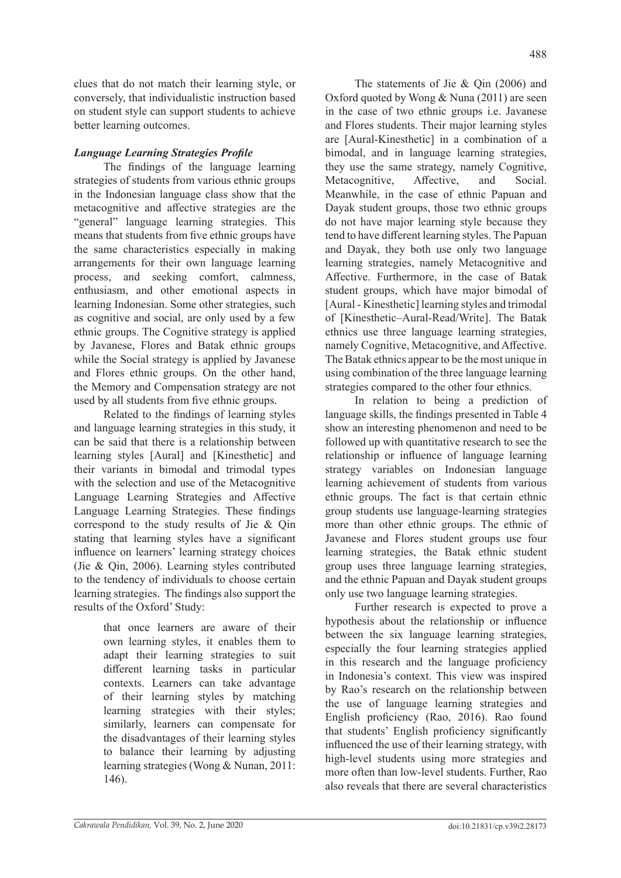clues that do not match their learning style, or conversely, that individualistic instruction based on student style can support students to achieve better learning outcomes.

### *Language Learning Strategies Profile*

The findings of the language learning strategies of students from various ethnic groups in the Indonesian language class show that the metacognitive and affective strategies are the "general" language learning strategies. This means that students from five ethnic groups have the same characteristics especially in making arrangements for their own language learning process, and seeking comfort, calmness, enthusiasm, and other emotional aspects in learning Indonesian. Some other strategies, such as cognitive and social, are only used by a few ethnic groups. The Cognitive strategy is applied by Javanese, Flores and Batak ethnic groups while the Social strategy is applied by Javanese and Flores ethnic groups. On the other hand, the Memory and Compensation strategy are not used by all students from five ethnic groups.

Related to the findings of learning styles and language learning strategies in this study, it can be said that there is a relationship between learning styles [Aural] and [Kinesthetic] and their variants in bimodal and trimodal types with the selection and use of the Metacognitive Language Learning Strategies and Affective Language Learning Strategies. These findings correspond to the study results of Jie & Qin stating that learning styles have a significant influence on learners' learning strategy choices (Jie & Qin, 2006). Learning styles contributed to the tendency of individuals to choose certain learning strategies. The findings also support the results of the Oxford' Study:

> that once learners are aware of their own learning styles, it enables them to adapt their learning strategies to suit different learning tasks in particular contexts. Learners can take advantage of their learning styles by matching learning strategies with their styles; similarly, learners can compensate for the disadvantages of their learning styles to balance their learning by adjusting learning strategies (Wong & Nunan, 2011: 146).

The statements of Jie & Qin (2006) and Oxford quoted by Wong & Nuna (2011) are seen in the case of two ethnic groups i.e. Javanese and Flores students. Their major learning styles are [Aural-Kinesthetic] in a combination of a bimodal, and in language learning strategies, they use the same strategy, namely Cognitive, Metacognitive, Affective, and Social. Meanwhile, in the case of ethnic Papuan and Dayak student groups, those two ethnic groups do not have major learning style because they tend to have different learning styles. The Papuan and Dayak, they both use only two language learning strategies, namely Metacognitive and Affective. Furthermore, in the case of Batak student groups, which have major bimodal of [Aural - Kinesthetic] learning styles and trimodal of [Kinesthetic–Aural-Read/Write]. The Batak ethnics use three language learning strategies, namely Cognitive, Metacognitive, and Affective. The Batak ethnics appear to be the most unique in using combination of the three language learning strategies compared to the other four ethnics.

In relation to being a prediction of language skills, the findings presented in Table 4 show an interesting phenomenon and need to be followed up with quantitative research to see the relationship or influence of language learning strategy variables on Indonesian language learning achievement of students from various ethnic groups. The fact is that certain ethnic group students use language-learning strategies more than other ethnic groups. The ethnic of Javanese and Flores student groups use four learning strategies, the Batak ethnic student group uses three language learning strategies, and the ethnic Papuan and Dayak student groups only use two language learning strategies.

Further research is expected to prove a hypothesis about the relationship or influence between the six language learning strategies, especially the four learning strategies applied in this research and the language proficiency in Indonesia's context. This view was inspired by Rao's research on the relationship between the use of language learning strategies and English proficiency (Rao, 2016). Rao found that students' English proficiency significantly influenced the use of their learning strategy, with high-level students using more strategies and more often than low-level students. Further, Rao also reveals that there are several characteristics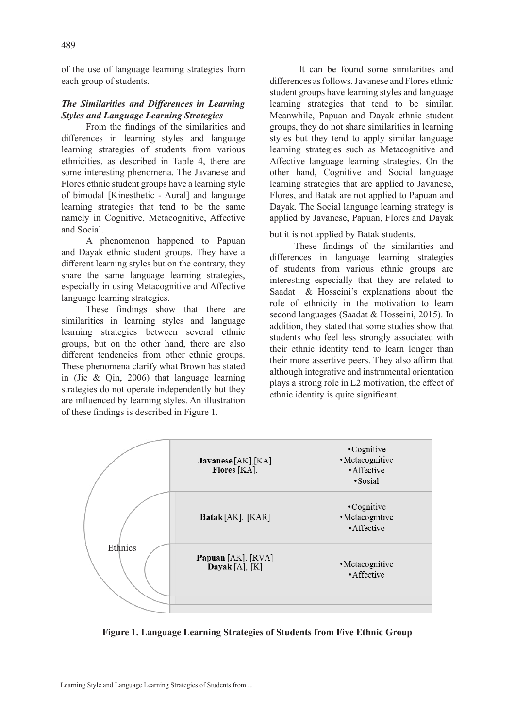of the use of language learning strategies from each group of students.

### *The Similarities and Differences in Learning Styles and Language Learning Strategies*

From the findings of the similarities and differences in learning styles and language learning strategies of students from various ethnicities, as described in Table 4, there are some interesting phenomena. The Javanese and Flores ethnic student groups have a learning style of bimodal [Kinesthetic - Aural] and language learning strategies that tend to be the same namely in Cognitive, Metacognitive, Affective and Social.

A phenomenon happened to Papuan and Dayak ethnic student groups. They have a different learning styles but on the contrary, they share the same language learning strategies, especially in using Metacognitive and Affective language learning strategies.

These findings show that there are similarities in learning styles and language learning strategies between several ethnic groups, but on the other hand, there are also different tendencies from other ethnic groups. These phenomena clarify what Brown has stated in (Jie & Qin, 2006) that language learning strategies do not operate independently but they are influenced by learning styles. An illustration of these findings is described in Figure 1.

It can be found some similarities and differences as follows. Javanese and Flores ethnic student groups have learning styles and language learning strategies that tend to be similar. Meanwhile, Papuan and Dayak ethnic student groups, they do not share similarities in learning styles but they tend to apply similar language learning strategies such as Metacognitive and Affective language learning strategies. On the other hand, Cognitive and Social language learning strategies that are applied to Javanese, Flores, and Batak are not applied to Papuan and Dayak. The Social language learning strategy is applied by Javanese, Papuan, Flores and Dayak but it is not applied by Batak students.

These findings of the similarities and differences in language learning strategies of students from various ethnic groups are interesting especially that they are related to Saadat & Hosseini's explanations about the role of ethnicity in the motivation to learn second languages (Saadat & Hosseini, 2015). In addition, they stated that some studies show that students who feel less strongly associated with their ethnic identity tend to learn longer than their more assertive peers. They also affirm that although integrative and instrumental orientation plays a strong role in L2 motivation, the effect of ethnic identity is quite significant.

| Ethnics | Learning Styles | Language Learning Strategies |
|---|---|---|
| | **Javanese** [AK],[KA] **Flores** [KA]. | • Cognitive • Metacognitive • Affective • Sosial |
| | **Batak** [AK], [KAR] | • Cognitive • Metacognitive • Affective |
| | **Papuan** [AK], [RVA] **Dayak** [A], [K] | • Metacognitive • Affective |

**Figure 1. Language Learning Strategies of Students from Five Ethnic Group**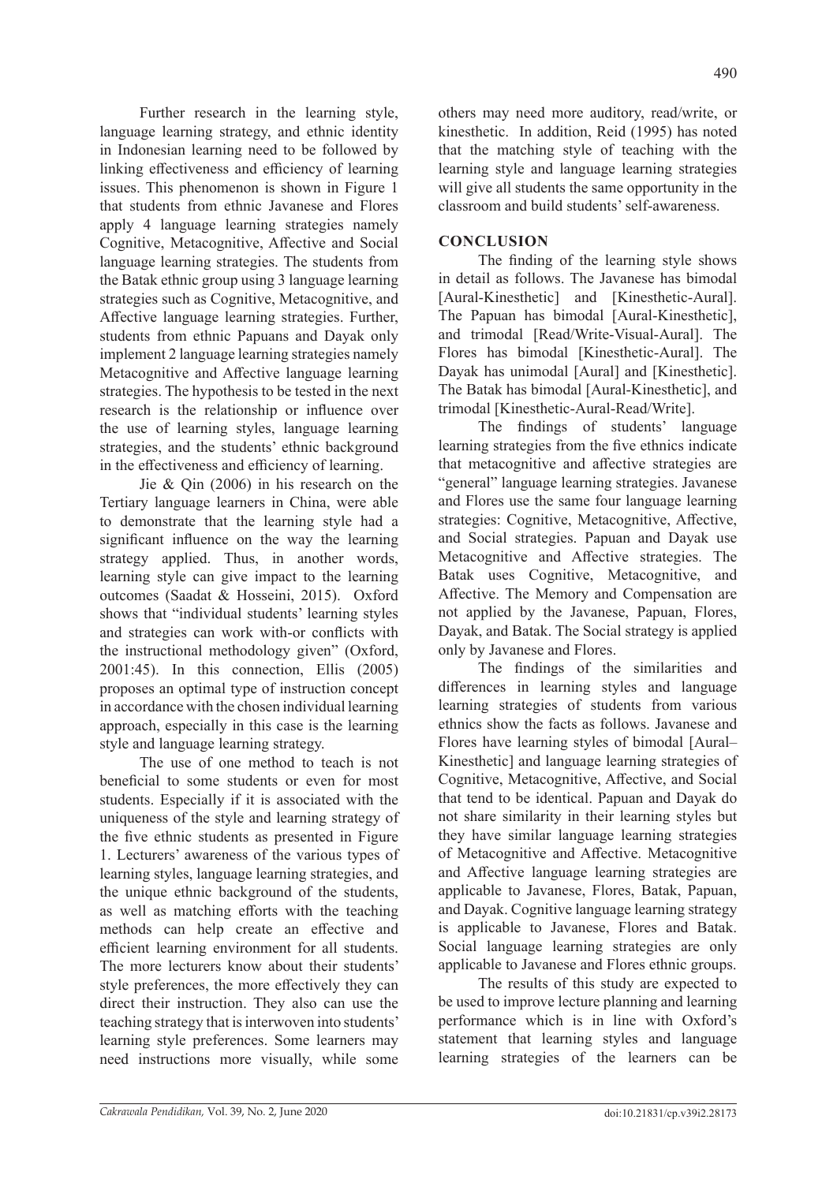Further research in the learning style, language learning strategy, and ethnic identity in Indonesian learning need to be followed by linking effectiveness and efficiency of learning issues. This phenomenon is shown in Figure 1 that students from ethnic Javanese and Flores apply 4 language learning strategies namely Cognitive, Metacognitive, Affective and Social language learning strategies. The students from the Batak ethnic group using 3 language learning strategies such as Cognitive, Metacognitive, and Affective language learning strategies. Further, students from ethnic Papuans and Dayak only implement 2 language learning strategies namely Metacognitive and Affective language learning strategies. The hypothesis to be tested in the next research is the relationship or influence over the use of learning styles, language learning strategies, and the students' ethnic background in the effectiveness and efficiency of learning.

Jie & Qin (2006) in his research on the Tertiary language learners in China, were able to demonstrate that the learning style had a significant influence on the way the learning strategy applied. Thus, in another words, learning style can give impact to the learning outcomes (Saadat & Hosseini, 2015). Oxford shows that "individual students' learning styles and strategies can work with-or conflicts with the instructional methodology given" (Oxford, 2001:45). In this connection, Ellis (2005) proposes an optimal type of instruction concept in accordance with the chosen individual learning approach, especially in this case is the learning style and language learning strategy.

The use of one method to teach is not beneficial to some students or even for most students. Especially if it is associated with the uniqueness of the style and learning strategy of the five ethnic students as presented in Figure 1. Lecturers' awareness of the various types of learning styles, language learning strategies, and the unique ethnic background of the students, as well as matching efforts with the teaching methods can help create an effective and efficient learning environment for all students. The more lecturers know about their students' style preferences, the more effectively they can direct their instruction. They also can use the teaching strategy that is interwoven into students' learning style preferences. Some learners may need instructions more visually, while some others may need more auditory, read/write, or kinesthetic. In addition, Reid (1995) has noted that the matching style of teaching with the learning style and language learning strategies will give all students the same opportunity in the classroom and build students' self-awareness.

## CONCLUSION

The finding of the learning style shows in detail as follows. The Javanese has bimodal [Aural-Kinesthetic] and [Kinesthetic-Aural]. The Papuan has bimodal [Aural-Kinesthetic], and trimodal [Read/Write-Visual-Aural]. The Flores has bimodal [Kinesthetic-Aural]. The Dayak has unimodal [Aural] and [Kinesthetic]. The Batak has bimodal [Aural-Kinesthetic], and trimodal [Kinesthetic-Aural-Read/Write].

The findings of students' language learning strategies from the five ethnics indicate that metacognitive and affective strategies are "general" language learning strategies. Javanese and Flores use the same four language learning strategies: Cognitive, Metacognitive, Affective, and Social strategies. Papuan and Dayak use Metacognitive and Affective strategies. The Batak uses Cognitive, Metacognitive, and Affective. The Memory and Compensation are not applied by the Javanese, Papuan, Flores, Dayak, and Batak. The Social strategy is applied only by Javanese and Flores.

The findings of the similarities and differences in learning styles and language learning strategies of students from various ethnics show the facts as follows. Javanese and Flores have learning styles of bimodal [Aural–Kinesthetic] and language learning strategies of Cognitive, Metacognitive, Affective, and Social that tend to be identical. Papuan and Dayak do not share similarity in their learning styles but they have similar language learning strategies of Metacognitive and Affective. Metacognitive and Affective language learning strategies are applicable to Javanese, Flores, Batak, Papuan, and Dayak. Cognitive language learning strategy is applicable to Javanese, Flores and Batak. Social language learning strategies are only applicable to Javanese and Flores ethnic groups.

The results of this study are expected to be used to improve lecture planning and learning performance which is in line with Oxford's statement that learning styles and language learning strategies of the learners can be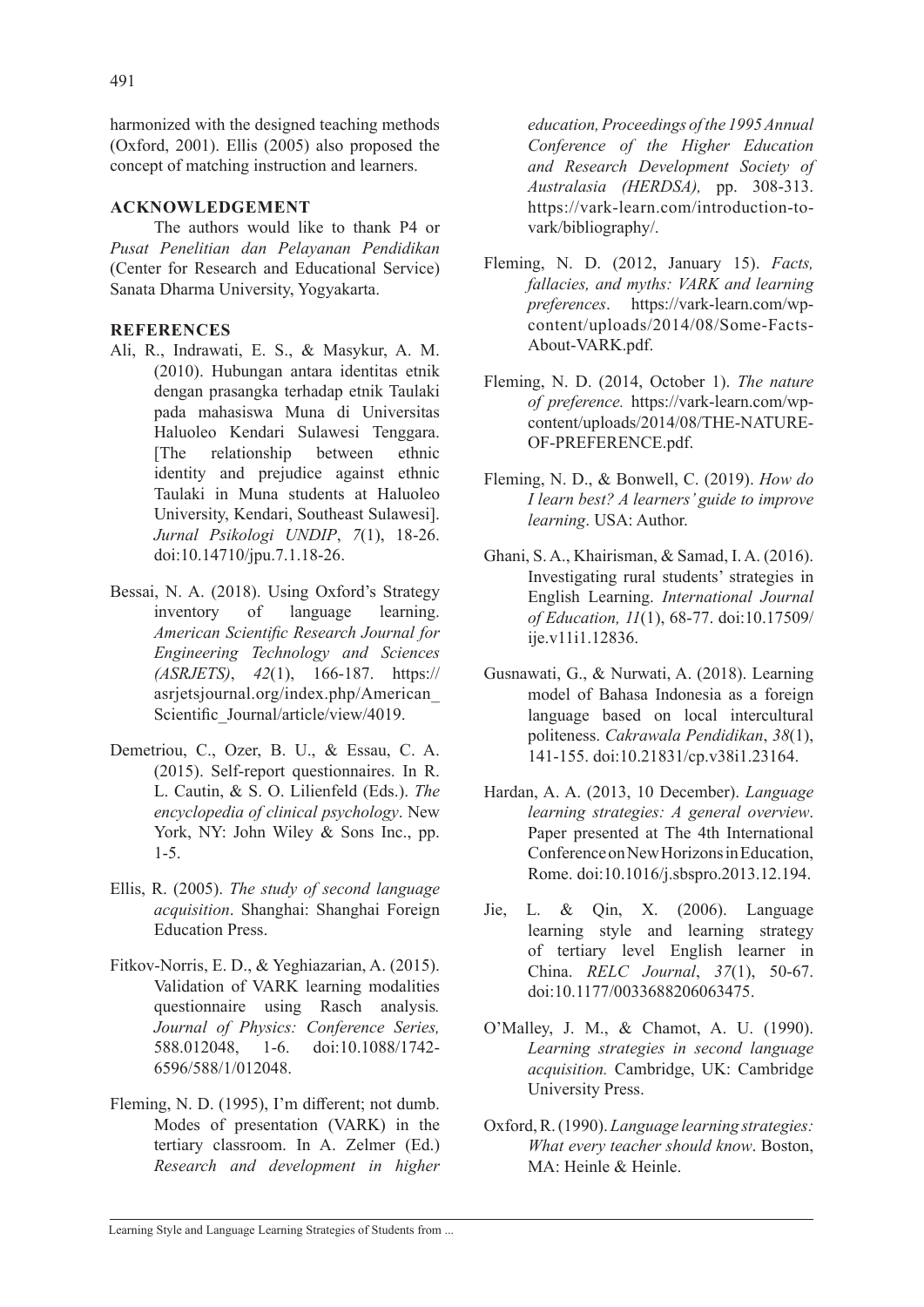harmonized with the designed teaching methods (Oxford, 2001). Ellis (2005) also proposed the concept of matching instruction and learners.

## ACKNOWLEDGEMENT

The authors would like to thank P4 or *Pusat Penelitian dan Pelayanan Pendidikan* (Center for Research and Educational Service) Sanata Dharma University, Yogyakarta.

## REFERENCES

Ali, R., Indrawati, E. S., & Masykur, A. M. (2010). Hubungan antara identitas etnik dengan prasangka terhadap etnik Taulaki pada mahasiswa Muna di Universitas Haluoleo Kendari Sulawesi Tenggara. [The relationship between ethnic identity and prejudice against ethnic Taulaki in Muna students at Haluoleo University, Kendari, Southeast Sulawesi]. *Jurnal Psikologi UNDIP*, *7*(1), 18-26. doi:10.14710/jpu.7.1.18-26.

Bessai, N. A. (2018). Using Oxford's Strategy inventory of language learning. *American Scientific Research Journal for Engineering Technology and Sciences (ASRJETS)*, *42*(1), 166-187. https://asrjetsjournal.org/index.php/American_Scientific_Journal/article/view/4019.

Demetriou, C., Ozer, B. U., & Essau, C. A. (2015). Self-report questionnaires. In R. L. Cautin, & S. O. Lilienfeld (Eds.). *The encyclopedia of clinical psychology*. New York, NY: John Wiley & Sons Inc., pp. 1-5.

Ellis, R. (2005). *The study of second language acquisition*. Shanghai: Shanghai Foreign Education Press.

Fitkov-Norris, E. D., & Yeghiazarian, A. (2015). Validation of VARK learning modalities questionnaire using Rasch analysis*. Journal of Physics: Conference Series,* 588.012048, 1-6. doi:10.1088/1742-6596/588/1/012048.

Fleming, N. D. (1995), I'm different; not dumb. Modes of presentation (VARK) in the tertiary classroom. In A. Zelmer (Ed.) *Research and development in higher education, Proceedings of the 1995 Annual Conference of the Higher Education and Research Development Society of Australasia (HERDSA),* pp. 308-313. https://vark-learn.com/introduction-to-vark/bibliography/.

Fleming, N. D. (2012, January 15). *Facts, fallacies, and myths: VARK and learning preferences*. https://vark-learn.com/wp-content/uploads/2014/08/Some-Facts-About-VARK.pdf.

Fleming, N. D. (2014, October 1). *The nature of preference.* https://vark-learn.com/wp-content/uploads/2014/08/THE-NATURE-OF-PREFERENCE.pdf.

Fleming, N. D., & Bonwell, C. (2019). *How do I learn best? A learners' guide to improve learning*. USA: Author.

Ghani, S. A., Khairisman, & Samad, I. A. (2016). Investigating rural students' strategies in English Learning. *International Journal of Education, 11*(1), 68-77. doi:10.17509/ije.v11i1.12836.

Gusnawati, G., & Nurwati, A. (2018). Learning model of Bahasa Indonesia as a foreign language based on local intercultural politeness. *Cakrawala Pendidikan*, *38*(1), 141-155. doi:10.21831/cp.v38i1.23164.

Hardan, A. A. (2013, 10 December). *Language learning strategies: A general overview*. Paper presented at The 4th International Conference on New Horizons in Education, Rome. doi:10.1016/j.sbspro.2013.12.194.

Jie, L. & Qin, X. (2006). Language learning style and learning strategy of tertiary level English learner in China. *RELC Journal*, *37*(1), 50-67. doi:10.1177/0033688206063475.

O'Malley, J. M., & Chamot, A. U. (1990). *Learning strategies in second language acquisition.* Cambridge, UK: Cambridge University Press.

Oxford, R. (1990). *Language learning strategies: What every teacher should know*. Boston, MA: Heinle & Heinle.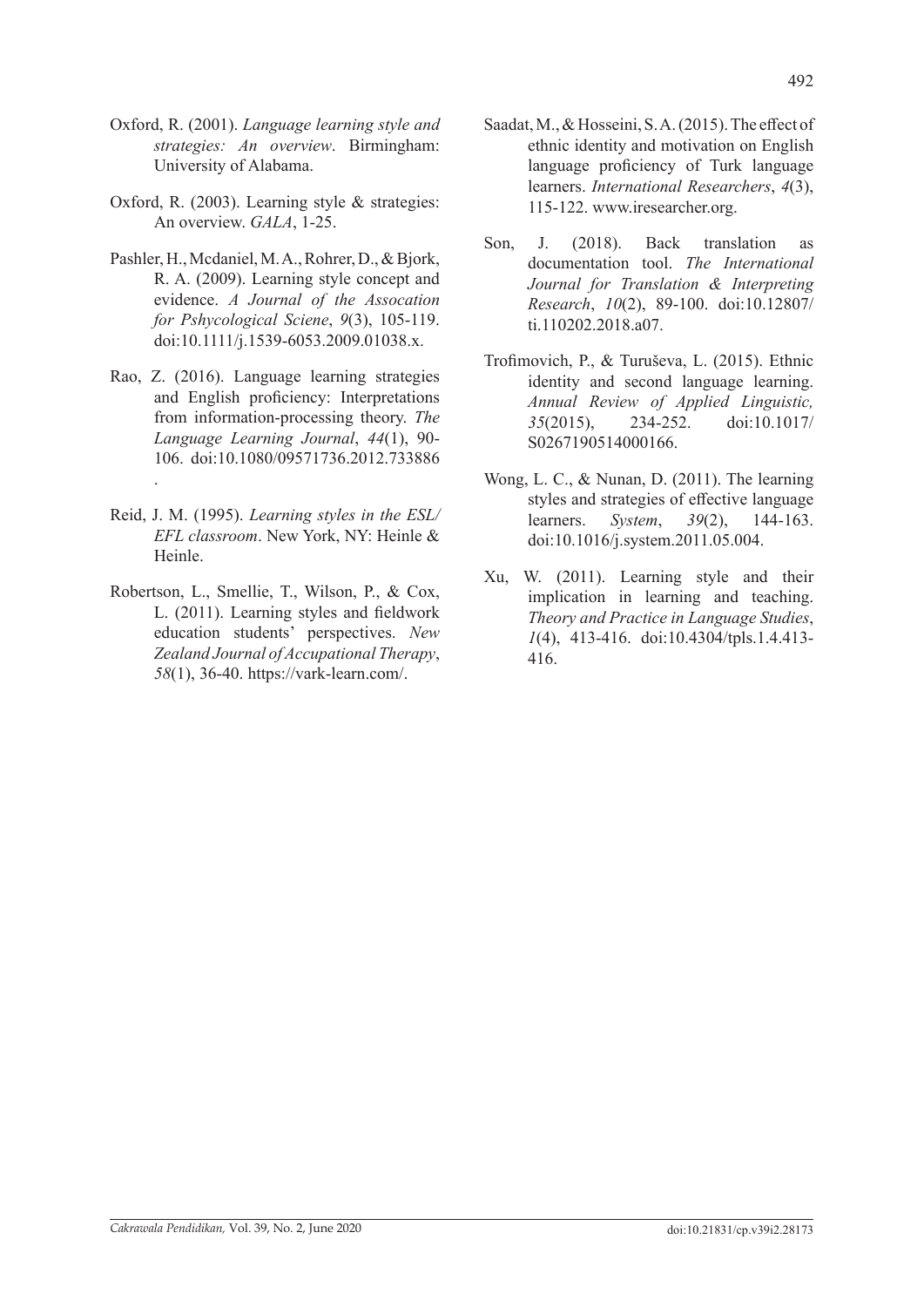Oxford, R. (2001). *Language learning style and strategies: An overview*. Birmingham: University of Alabama.

Oxford, R. (2003). Learning style & strategies: An overview. *GALA*, 1-25.

Pashler, H., Mcdaniel, M. A., Rohrer, D., & Bjork, R. A. (2009). Learning style concept and evidence. *A Journal of the Assocation for Pshycological Sciene*, *9*(3), 105-119. doi:10.1111/j.1539-6053.2009.01038.x.

Rao, Z. (2016). Language learning strategies and English proficiency: Interpretations from information-processing theory. *The Language Learning Journal*, *44*(1), 90-106. doi:10.1080/09571736.2012.733886.

Reid, J. M. (1995). *Learning styles in the ESL/EFL classroom*. New York, NY: Heinle & Heinle.

Robertson, L., Smellie, T., Wilson, P., & Cox, L. (2011). Learning styles and fieldwork education students' perspectives. *New Zealand Journal of Accupational Therapy*, *58*(1), 36-40. https://vark-learn.com/.

Saadat, M., & Hosseini, S. A. (2015). The effect of ethnic identity and motivation on English language proficiency of Turk language learners. *International Researchers*, *4*(3), 115-122. www.iresearcher.org.

Son, J. (2018). Back translation as documentation tool. *The International Journal for Translation & Interpreting Research*, *10*(2), 89-100. doi:10.12807/ti.110202.2018.a07.

Trofimovich, P., & Turuševa, L. (2015). Ethnic identity and second language learning. *Annual Review of Applied Linguistic, 35*(2015), 234-252. doi:10.1017/S0267190514000166.

Wong, L. C., & Nunan, D. (2011). The learning styles and strategies of effective language learners. *System*, *39*(2), 144-163. doi:10.1016/j.system.2011.05.004.

Xu, W. (2011). Learning style and their implication in learning and teaching. *Theory and Practice in Language Studies*, *1*(4), 413-416. doi:10.4304/tpls.1.4.413-416.